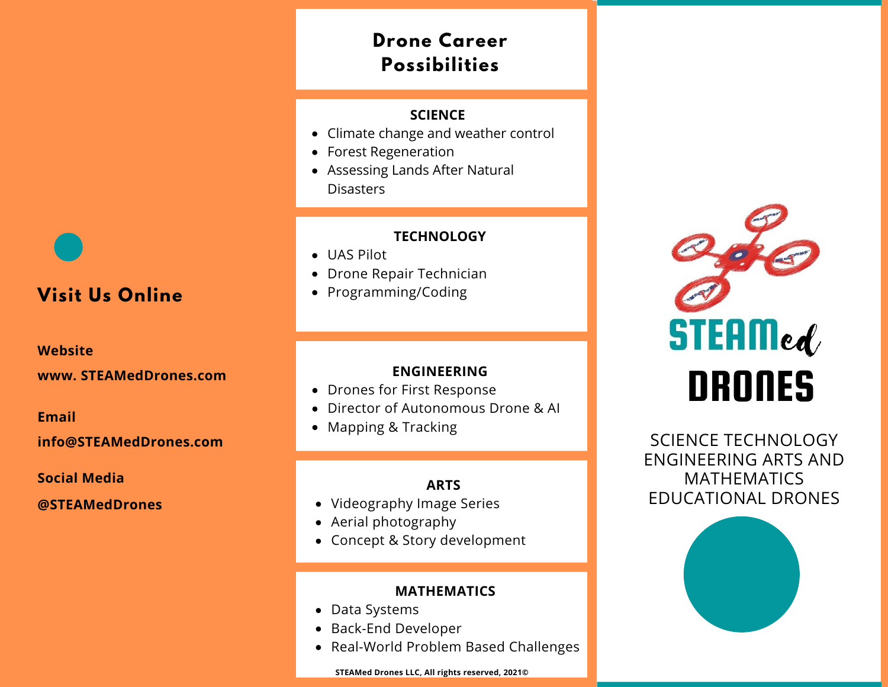## Visit Us Online

**Website**

**www. STEAMedDrones.com**

**Email**

**info@STEAMedDrones.com**

**Social Media**

**@STEAMedDrones**

# Drone Career Possibilities

### SCIENCE

- Climate change and weather control
- Forest Regeneration
- Assessing Lands After Natural Disasters

### TECHNOLOGY

- UAS Pilot
- Drone Repair Technician
- Programming/Coding

### ENGINEERING

- Drones for First Response
- Director of Autonomous Drone & AI
- Mapping & Tracking

### ARTS

- Videography Image Series
- Aerial photography
- Concept & Story development

### MATHEMATICS

- Data Systems
- Back-End Developer
- Real-World Problem Based Challenges

**STEAMed Drones LLC, All rights reserved, 2021©**

# STEAMed DRONES

SCIENCE TECHNOLOGY ENGINEERING ARTS AND MATHEMATICS EDUCATIONAL DRONES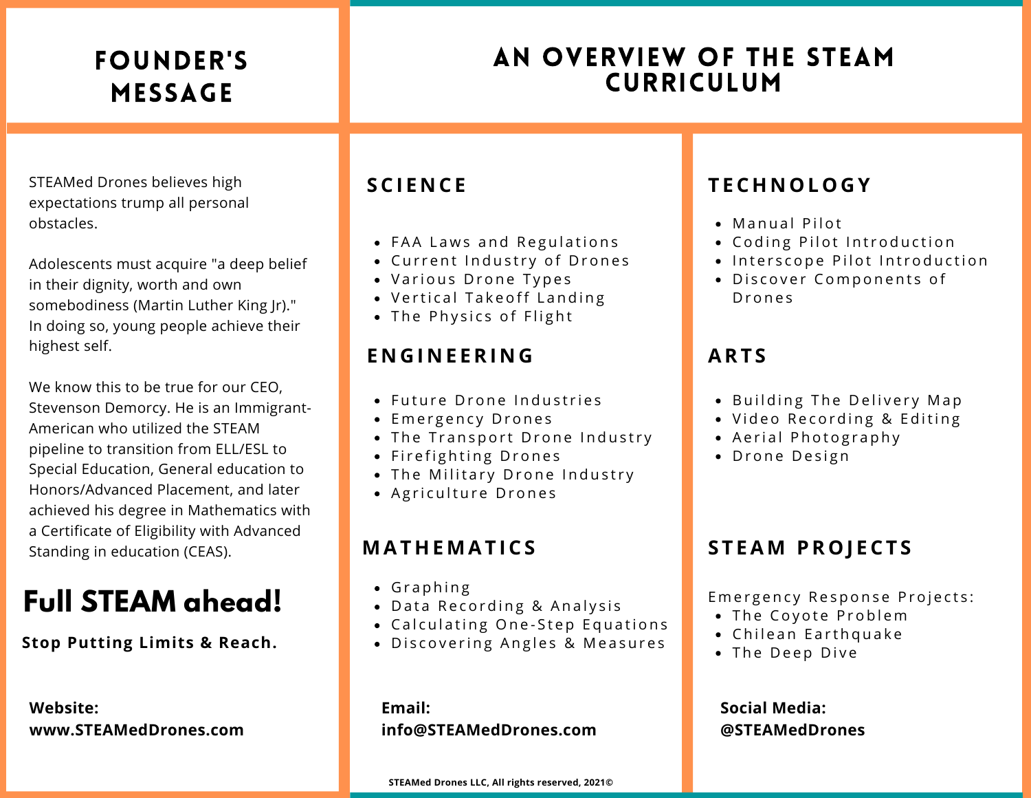## FOUNDER'S MESSAGE

STEAMed Drones believes high expectations trump all personal obstacles.

Adolescents must acquire "a deep belief in their dignity, worth and own somebodiness (Martin Luther King Jr)." In doing so, young people achieve their highest self.

We know this to be true for our CEO, Stevenson Demorcy. He is an Immigrant-American who utilized the STEAM pipeline to transition from ELL/ESL to Special Education, General education to Honors/Advanced Placement, and later achieved his degree in Mathematics with a Certificate of Eligibility with Advanced Standing in education (CEAS).

# Full STEAM ahead!

**Stop Putting Limits & Reach.**

**Website:**
**www.STEAMedDrones.com**

## AN OVERVIEW OF THE STEAM CURRICULUM

### SCIENCE

- FAA Laws and Regulations
- Current Industry of Drones
- Various Drone Types
- Vertical Takeoff Landing
- The Physics of Flight

### ENGINEERING

- Future Drone Industries
- Emergency Drones
- The Transport Drone Industry
- Firefighting Drones
- The Military Drone Industry
- Agriculture Drones

### MATHEMATICS

- Graphing
- Data Recording & Analysis
- Calculating One-Step Equations
- Discovering Angles & Measures

### TECHNOLOGY

- Manual Pilot
- Coding Pilot Introduction
- Interscope Pilot Introduction
- Discover Components of Drones

### ARTS

- Building The Delivery Map
- Video Recording & Editing
- Aerial Photography
- Drone Design

### STEAM PROJECTS

Emergency Response Projects:

- The Coyote Problem
- Chilean Earthquake
- The Deep Dive

**Email:**
**info@STEAMedDrones.com**

**Social Media:**
**@STEAMedDrones**

STEAMed Drones LLC, All rights reserved, 2021©